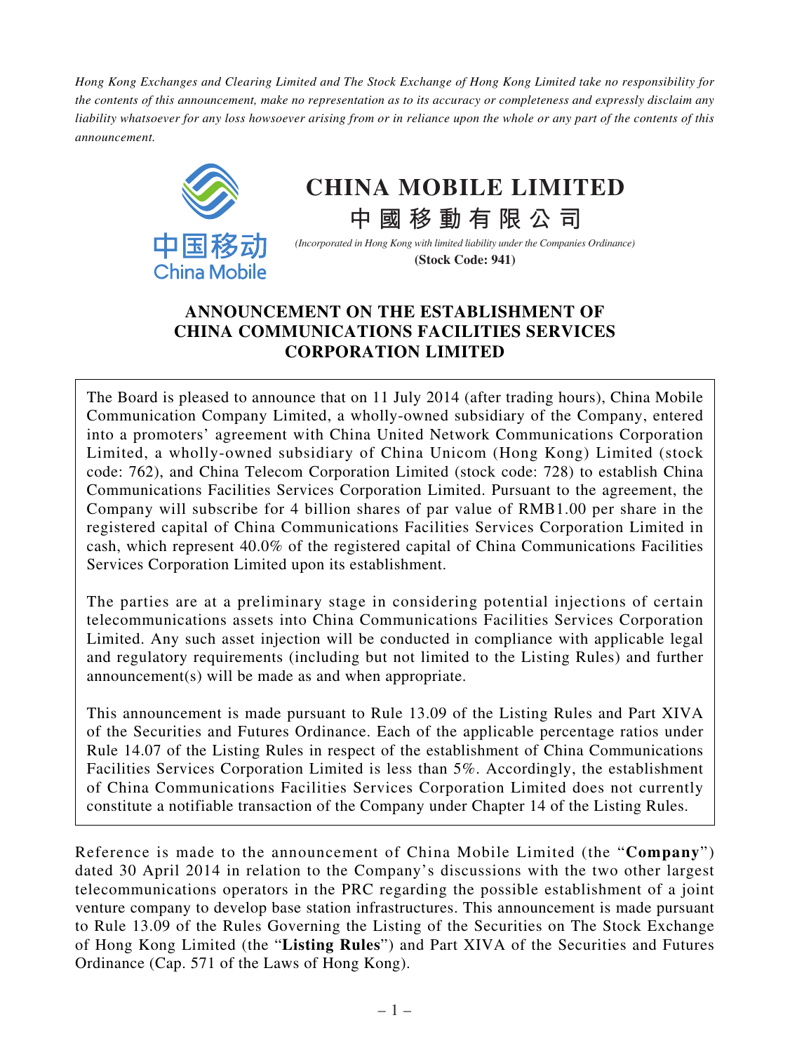*Hong Kong Exchanges and Clearing Limited and The Stock Exchange of Hong Kong Limited take no responsibility for the contents of this announcement, make no representation as to its accuracy or completeness and expressly disclaim any liability whatsoever for any loss howsoever arising from or in reliance upon the whole or any part of the contents of this announcement.*

中国移动
China Mobile

# CHINA MOBILE LIMITED

# 中國移動有限公司

*(Incorporated in Hong Kong with limited liability under the Companies Ordinance)*

**(Stock Code: 941)**

## ANNOUNCEMENT ON THE ESTABLISHMENT OF CHINA COMMUNICATIONS FACILITIES SERVICES CORPORATION LIMITED

The Board is pleased to announce that on 11 July 2014 (after trading hours), China Mobile Communication Company Limited, a wholly-owned subsidiary of the Company, entered into a promoters' agreement with China United Network Communications Corporation Limited, a wholly-owned subsidiary of China Unicom (Hong Kong) Limited (stock code: 762), and China Telecom Corporation Limited (stock code: 728) to establish China Communications Facilities Services Corporation Limited. Pursuant to the agreement, the Company will subscribe for 4 billion shares of par value of RMB1.00 per share in the registered capital of China Communications Facilities Services Corporation Limited in cash, which represent 40.0% of the registered capital of China Communications Facilities Services Corporation Limited upon its establishment.

The parties are at a preliminary stage in considering potential injections of certain telecommunications assets into China Communications Facilities Services Corporation Limited. Any such asset injection will be conducted in compliance with applicable legal and regulatory requirements (including but not limited to the Listing Rules) and further announcement(s) will be made as and when appropriate.

This announcement is made pursuant to Rule 13.09 of the Listing Rules and Part XIVA of the Securities and Futures Ordinance. Each of the applicable percentage ratios under Rule 14.07 of the Listing Rules in respect of the establishment of China Communications Facilities Services Corporation Limited is less than 5%. Accordingly, the establishment of China Communications Facilities Services Corporation Limited does not currently constitute a notifiable transaction of the Company under Chapter 14 of the Listing Rules.

Reference is made to the announcement of China Mobile Limited (the "**Company**") dated 30 April 2014 in relation to the Company's discussions with the two other largest telecommunications operators in the PRC regarding the possible establishment of a joint venture company to develop base station infrastructures. This announcement is made pursuant to Rule 13.09 of the Rules Governing the Listing of the Securities on The Stock Exchange of Hong Kong Limited (the "**Listing Rules**") and Part XIVA of the Securities and Futures Ordinance (Cap. 571 of the Laws of Hong Kong).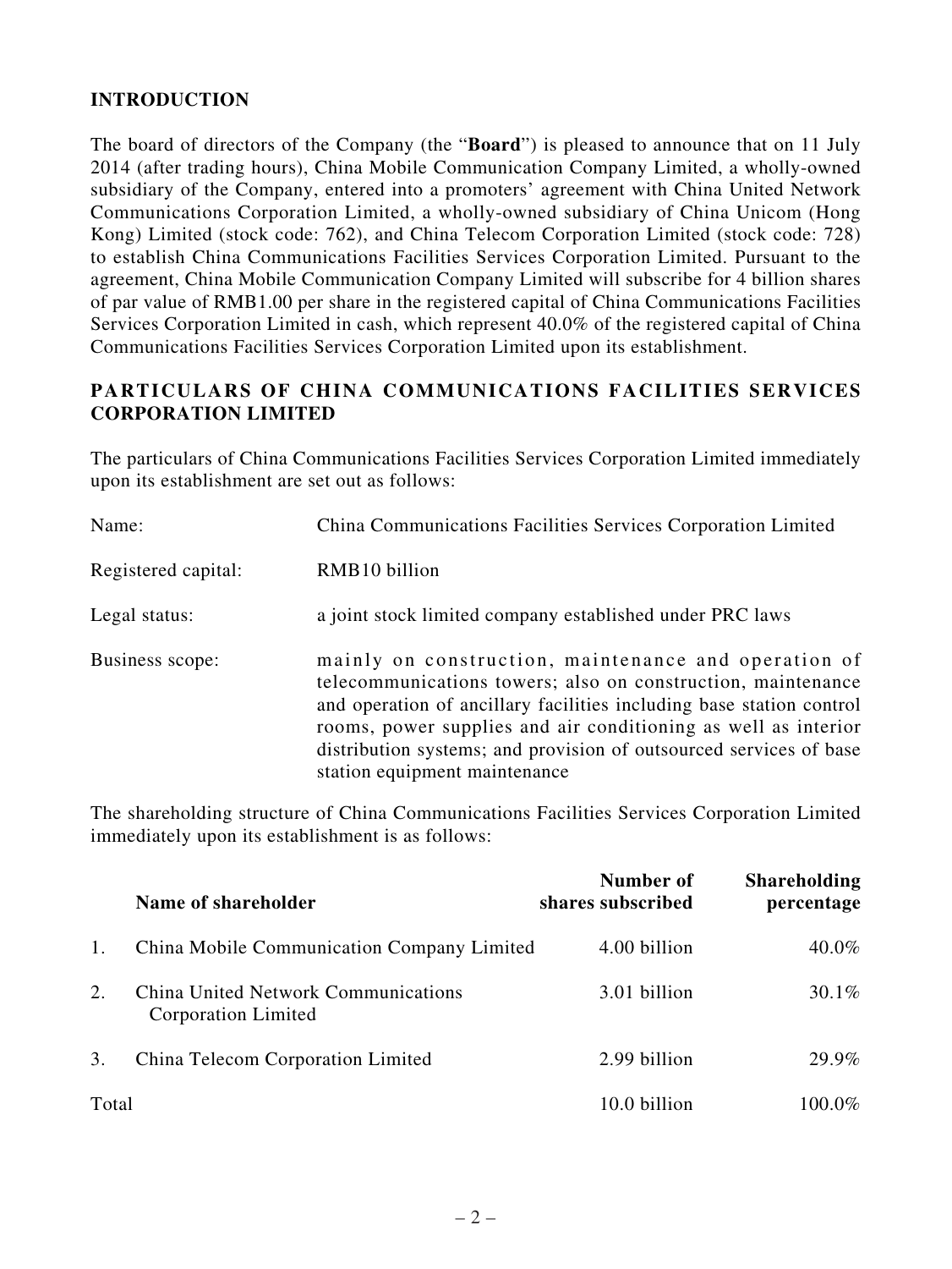## INTRODUCTION

The board of directors of the Company (the "**Board**") is pleased to announce that on 11 July 2014 (after trading hours), China Mobile Communication Company Limited, a wholly-owned subsidiary of the Company, entered into a promoters' agreement with China United Network Communications Corporation Limited, a wholly-owned subsidiary of China Unicom (Hong Kong) Limited (stock code: 762), and China Telecom Corporation Limited (stock code: 728) to establish China Communications Facilities Services Corporation Limited. Pursuant to the agreement, China Mobile Communication Company Limited will subscribe for 4 billion shares of par value of RMB1.00 per share in the registered capital of China Communications Facilities Services Corporation Limited in cash, which represent 40.0% of the registered capital of China Communications Facilities Services Corporation Limited upon its establishment.

## PARTICULARS OF CHINA COMMUNICATIONS FACILITIES SERVICES CORPORATION LIMITED

The particulars of China Communications Facilities Services Corporation Limited immediately upon its establishment are set out as follows:

| | |
|---|---|
| Name: | China Communications Facilities Services Corporation Limited |
| Registered capital: | RMB10 billion |
| Legal status: | a joint stock limited company established under PRC laws |
| Business scope: | mainly on construction, maintenance and operation of telecommunications towers; also on construction, maintenance and operation of ancillary facilities including base station control rooms, power supplies and air conditioning as well as interior distribution systems; and provision of outsourced services of base station equipment maintenance |

The shareholding structure of China Communications Facilities Services Corporation Limited immediately upon its establishment is as follows:

| | Name of shareholder | Number of shares subscribed | Shareholding percentage |
|---|---|---|---|
| 1. | China Mobile Communication Company Limited | 4.00 billion | 40.0% |
| 2. | China United Network Communications Corporation Limited | 3.01 billion | 30.1% |
| 3. | China Telecom Corporation Limited | 2.99 billion | 29.9% |
| Total | | 10.0 billion | 100.0% |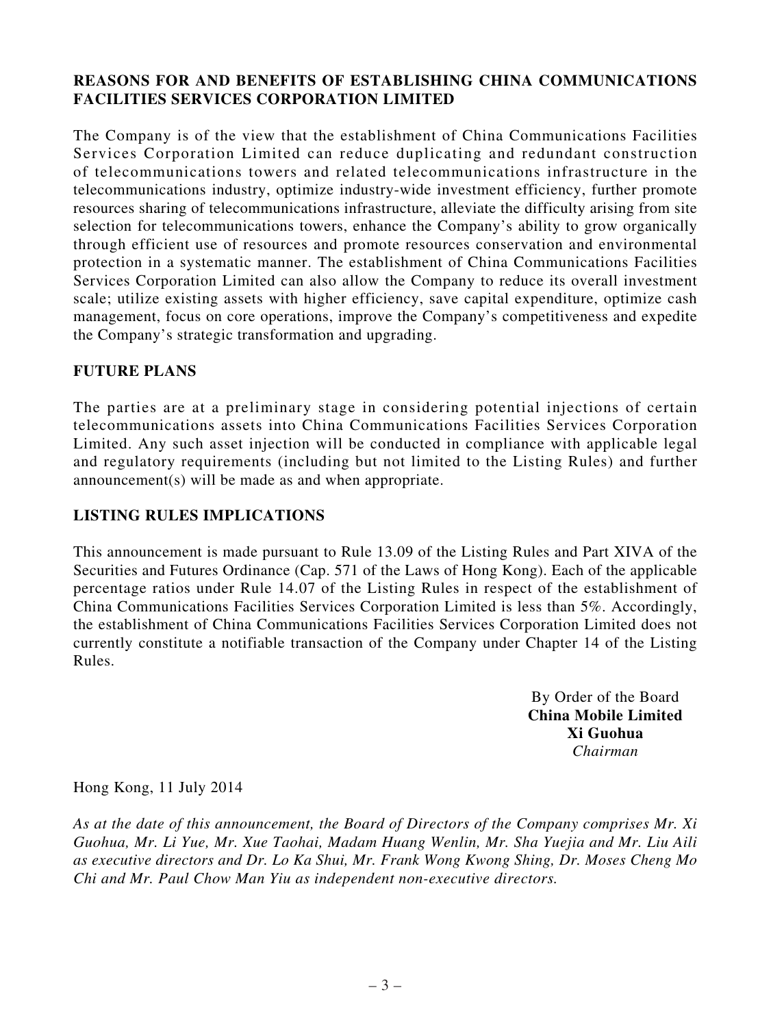## REASONS FOR AND BENEFITS OF ESTABLISHING CHINA COMMUNICATIONS FACILITIES SERVICES CORPORATION LIMITED

The Company is of the view that the establishment of China Communications Facilities Services Corporation Limited can reduce duplicating and redundant construction of telecommunications towers and related telecommunications infrastructure in the telecommunications industry, optimize industry-wide investment efficiency, further promote resources sharing of telecommunications infrastructure, alleviate the difficulty arising from site selection for telecommunications towers, enhance the Company's ability to grow organically through efficient use of resources and promote resources conservation and environmental protection in a systematic manner. The establishment of China Communications Facilities Services Corporation Limited can also allow the Company to reduce its overall investment scale; utilize existing assets with higher efficiency, save capital expenditure, optimize cash management, focus on core operations, improve the Company's competitiveness and expedite the Company's strategic transformation and upgrading.

## FUTURE PLANS

The parties are at a preliminary stage in considering potential injections of certain telecommunications assets into China Communications Facilities Services Corporation Limited. Any such asset injection will be conducted in compliance with applicable legal and regulatory requirements (including but not limited to the Listing Rules) and further announcement(s) will be made as and when appropriate.

## LISTING RULES IMPLICATIONS

This announcement is made pursuant to Rule 13.09 of the Listing Rules and Part XIVA of the Securities and Futures Ordinance (Cap. 571 of the Laws of Hong Kong). Each of the applicable percentage ratios under Rule 14.07 of the Listing Rules in respect of the establishment of China Communications Facilities Services Corporation Limited is less than 5%. Accordingly, the establishment of China Communications Facilities Services Corporation Limited does not currently constitute a notifiable transaction of the Company under Chapter 14 of the Listing Rules.

By Order of the Board
**China Mobile Limited**
**Xi Guohua**
*Chairman*

Hong Kong, 11 July 2014

*As at the date of this announcement, the Board of Directors of the Company comprises Mr. Xi Guohua, Mr. Li Yue, Mr. Xue Taohai, Madam Huang Wenlin, Mr. Sha Yuejia and Mr. Liu Aili as executive directors and Dr. Lo Ka Shui, Mr. Frank Wong Kwong Shing, Dr. Moses Cheng Mo Chi and Mr. Paul Chow Man Yiu as independent non-executive directors.*